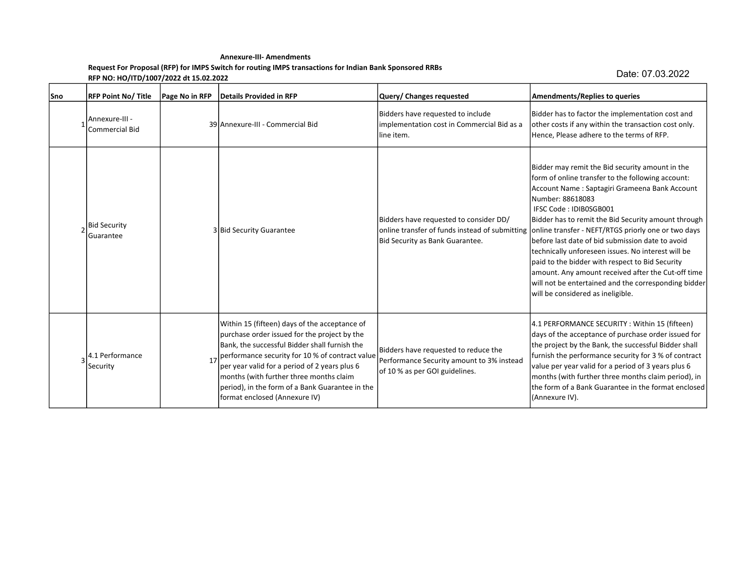**Annexure-III- Amendments**

**Request For Proposal (RFP) for IMPS Switch for routing IMPS transactions for Indian Bank Sponsored RRBs**

**RFP NO: HO/ITD/1007/2022 dt 15.02.2022**

Date: 07.03.2022

| Sno | RFP Point No/ Title | Page No in RFP | Details Provided in RFP | Query/ Changes requested | Amendments/Replies to queries |
|---|---|---|---|---|---|
| 1 | Annexure-III - Commercial Bid | 39 | Annexure-III - Commercial Bid | Bidders have requested to include implementation cost in Commercial Bid as a line item. | Bidder has to factor the implementation cost and other costs if any within the transaction cost only. Hence, Please adhere to the terms of RFP. |
| 2 | Bid Security Guarantee | 3 | Bid Security Guarantee | Bidders have requested to consider DD/ online transfer of funds instead of submitting Bid Security as Bank Guarantee. | Bidder may remit the Bid security amount in the form of online transfer to the following account: Account Name : Saptagiri Grameena Bank Account Number: 88618083 IFSC Code : IDIB0SGB001 Bidder has to remit the Bid Security amount through online transfer - NEFT/RTGS priorly one or two days before last date of bid submission date to avoid technically unforeseen issues. No interest will be paid to the bidder with respect to Bid Security amount. Any amount received after the Cut-off time will not be entertained and the corresponding bidder will be considered as ineligible. |
| 3 | 4.1 Performance Security | 17 | Within 15 (fifteen) days of the acceptance of purchase order issued for the project by the Bank, the successful Bidder shall furnish the performance security for 10 % of contract value per year valid for a period of 2 years plus 6 months (with further three months claim period), in the form of a Bank Guarantee in the format enclosed (Annexure IV) | Bidders have requested to reduce the Performance Security amount to 3% instead of 10 % as per GOI guidelines. | 4.1 PERFORMANCE SECURITY : Within 15 (fifteen) days of the acceptance of purchase order issued for the project by the Bank, the successful Bidder shall furnish the performance security for 3 % of contract value per year valid for a period of 3 years plus 6 months (with further three months claim period), in the form of a Bank Guarantee in the format enclosed (Annexure IV). |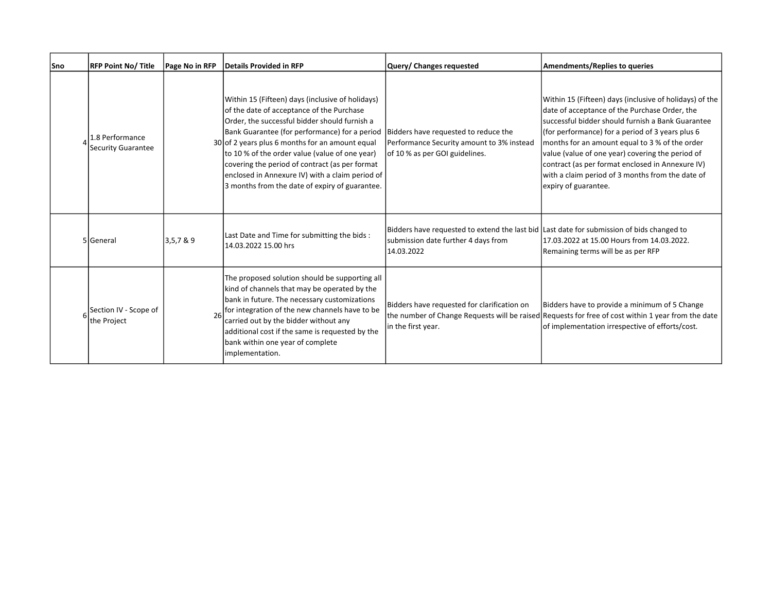| Sno | RFP Point No/ Title | Page No in RFP | Details Provided in RFP | Query/ Changes requested | Amendments/Replies to queries |
|---|---|---|---|---|---|
| 4 | 1.8 Performance Security Guarantee | 30 | Within 15 (Fifteen) days (inclusive of holidays) of the date of acceptance of the Purchase Order, the successful bidder should furnish a Bank Guarantee (for performance) for a period of 2 years plus 6 months for an amount equal to 10 % of the order value (value of one year) covering the period of contract (as per format enclosed in Annexure IV) with a claim period of 3 months from the date of expiry of guarantee. | Bidders have requested to reduce the Performance Security amount to 3% instead of 10 % as per GOI guidelines. | Within 15 (Fifteen) days (inclusive of holidays) of the date of acceptance of the Purchase Order, the successful bidder should furnish a Bank Guarantee (for performance) for a period of 3 years plus 6 months for an amount equal to 3 % of the order value (value of one year) covering the period of contract (as per format enclosed in Annexure IV) with a claim period of 3 months from the date of expiry of guarantee. |
| 5 | General | 3,5,7 & 9 | Last Date and Time for submitting the bids : 14.03.2022 15.00 hrs | Bidders have requested to extend the last bid submission date further 4 days from 14.03.2022 | Last date for submission of bids changed to 17.03.2022 at 15.00 Hours from 14.03.2022. Remaining terms will be as per RFP |
| 6 | Section IV - Scope of the Project | 26 | The proposed solution should be supporting all kind of channels that may be operated by the bank in future. The necessary customizations for integration of the new channels have to be carried out by the bidder without any additional cost if the same is requested by the bank within one year of complete implementation. | Bidders have requested for clarification on the number of Change Requests will be raised in the first year. | Bidders have to provide a minimum of 5 Change Requests for free of cost within 1 year from the date of implementation irrespective of efforts/cost. |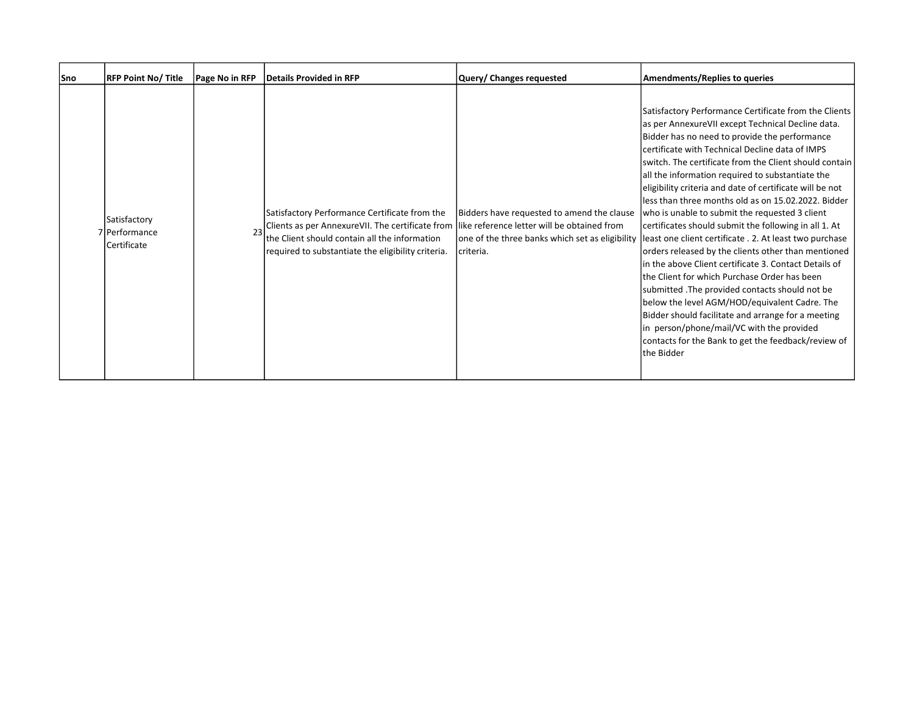| Sno | RFP Point No/ Title | Page No in RFP | Details Provided in RFP | Query/ Changes requested | Amendments/Replies to queries |
|---|---|---|---|---|---|
| 7 | Satisfactory Performance Certificate | 23 | Satisfactory Performance Certificate from the Clients as per AnnexureVII. The certificate from the Client should contain all the information required to substantiate the eligibility criteria. | Bidders have requested to amend the clause like reference letter will be obtained from one of the three banks which set as eligibility criteria. | Satisfactory Performance Certificate from the Clients as per AnnexureVII except Technical Decline data. Bidder has no need to provide the performance certificate with Technical Decline data of IMPS switch. The certificate from the Client should contain all the information required to substantiate the eligibility criteria and date of certificate will be not less than three months old as on 15.02.2022. Bidder who is unable to submit the requested 3 client certificates should submit the following in all 1. At least one client certificate . 2. At least two purchase orders released by the clients other than mentioned in the above Client certificate 3. Contact Details of the Client for which Purchase Order has been submitted .The provided contacts should not be below the level AGM/HOD/equivalent Cadre. The Bidder should facilitate and arrange for a meeting in person/phone/mail/VC with the provided contacts for the Bank to get the feedback/review of the Bidder |